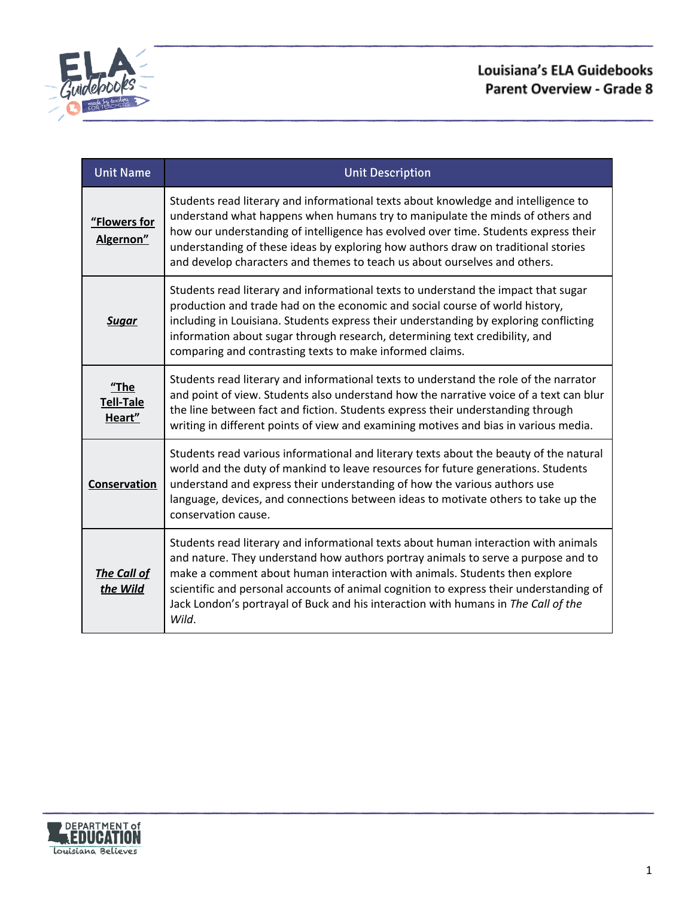# Louisiana's ELA Guidebooks
## Parent Overview - Grade 8

| Unit Name | Unit Description |
|---|---|
| **"Flowers for Algernon"** | Students read literary and informational texts about knowledge and intelligence to understand what happens when humans try to manipulate the minds of others and how our understanding of intelligence has evolved over time. Students express their understanding of these ideas by exploring how authors draw on traditional stories and develop characters and themes to teach us about ourselves and others. |
| ***Sugar*** | Students read literary and informational texts to understand the impact that sugar production and trade had on the economic and social course of world history, including in Louisiana. Students express their understanding by exploring conflicting information about sugar through research, determining text credibility, and comparing and contrasting texts to make informed claims. |
| **"The Tell-Tale Heart"** | Students read literary and informational texts to understand the role of the narrator and point of view. Students also understand how the narrative voice of a text can blur the line between fact and fiction. Students express their understanding through writing in different points of view and examining motives and bias in various media. |
| **Conservation** | Students read various informational and literary texts about the beauty of the natural world and the duty of mankind to leave resources for future generations. Students understand and express their understanding of how the various authors use language, devices, and connections between ideas to motivate others to take up the conservation cause. |
| ***The Call of the Wild*** | Students read literary and informational texts about human interaction with animals and nature. They understand how authors portray animals to serve a purpose and to make a comment about human interaction with animals. Students then explore scientific and personal accounts of animal cognition to express their understanding of Jack London's portrayal of Buck and his interaction with humans in *The Call of the Wild*. |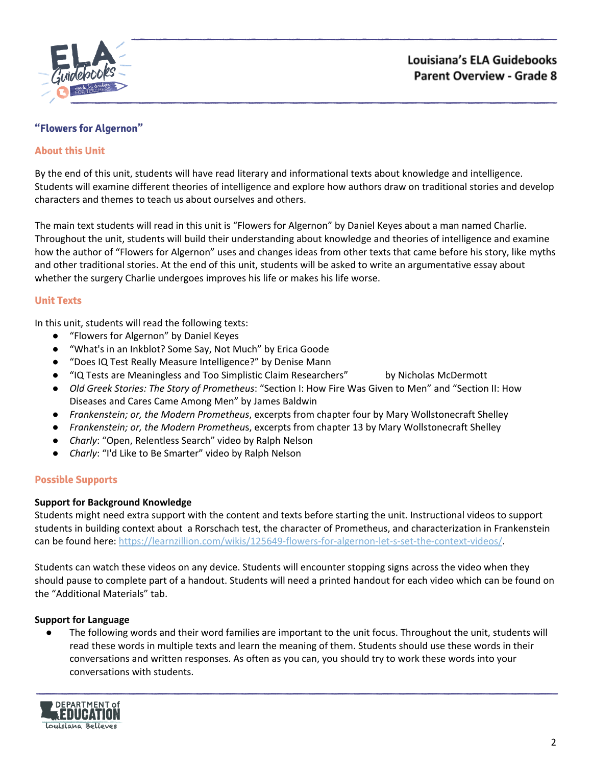## "Flowers for Algernon"

### About this Unit

By the end of this unit, students will have read literary and informational texts about knowledge and intelligence. Students will examine different theories of intelligence and explore how authors draw on traditional stories and develop characters and themes to teach us about ourselves and others.

The main text students will read in this unit is "Flowers for Algernon" by Daniel Keyes about a man named Charlie. Throughout the unit, students will build their understanding about knowledge and theories of intelligence and examine how the author of "Flowers for Algernon" uses and changes ideas from other texts that came before his story, like myths and other traditional stories. At the end of this unit, students will be asked to write an argumentative essay about whether the surgery Charlie undergoes improves his life or makes his life worse.

### Unit Texts

In this unit, students will read the following texts:

- "Flowers for Algernon" by Daniel Keyes
- "What's in an Inkblot? Some Say, Not Much" by Erica Goode
- "Does IQ Test Really Measure Intelligence?" by Denise Mann
- "IQ Tests are Meaningless and Too Simplistic Claim Researchers" by Nicholas McDermott
- *Old Greek Stories: The Story of Prometheus*: "Section I: How Fire Was Given to Men" and "Section II: How Diseases and Cares Came Among Men" by James Baldwin
- *Frankenstein; or, the Modern Prometheus*, excerpts from chapter four by Mary Wollstonecraft Shelley
- *Frankenstein; or, the Modern Prometheu*s, excerpts from chapter 13 by Mary Wollstonecraft Shelley
- *Charly*: "Open, Relentless Search" video by Ralph Nelson
- *Charly*: "I'd Like to Be Smarter" video by Ralph Nelson

### Possible Supports

**Support for Background Knowledge**
Students might need extra support with the content and texts before starting the unit. Instructional videos to support students in building context about a Rorschach test, the character of Prometheus, and characterization in Frankenstein can be found here: [https://learnzillion.com/wikis/125649-flowers-for-algernon-let-s-set-the-context-videos/](https://learnzillion.com/wikis/125649-flowers-for-algernon-let-s-set-the-context-videos/).

Students can watch these videos on any device. Students will encounter stopping signs across the video when they should pause to complete part of a handout. Students will need a printed handout for each video which can be found on the "Additional Materials" tab.

**Support for Language**

- The following words and their word families are important to the unit focus. Throughout the unit, students will read these words in multiple texts and learn the meaning of them. Students should use these words in their conversations and written responses. As often as you can, you should try to work these words into your conversations with students.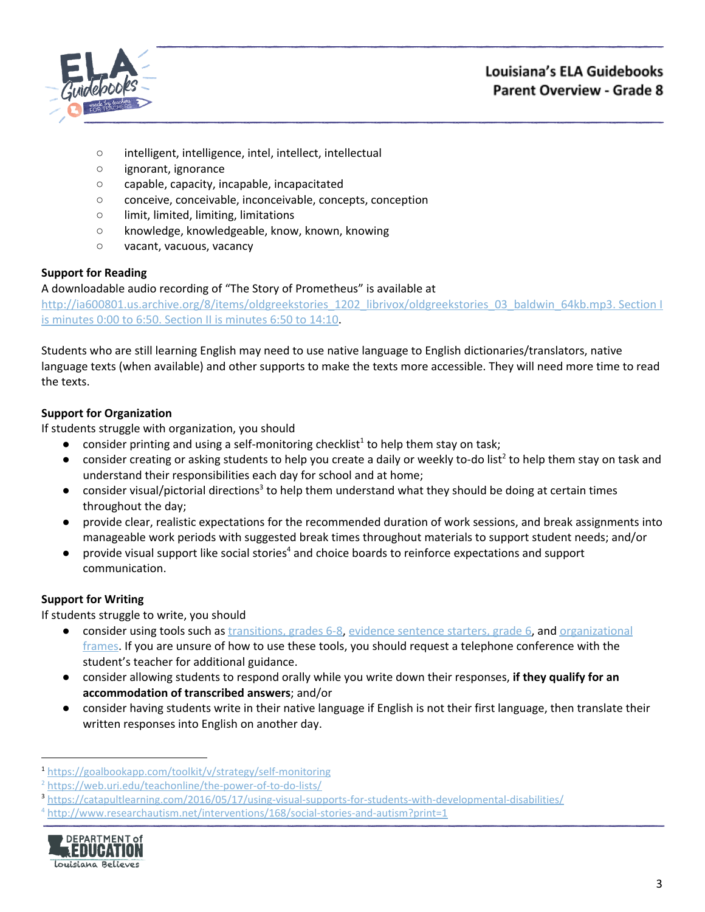- intelligent, intelligence, intel, intellect, intellectual
- ignorant, ignorance
- capable, capacity, incapable, incapacitated
- conceive, conceivable, inconceivable, concepts, conception
- limit, limited, limiting, limitations
- knowledge, knowledgeable, know, known, knowing
- vacant, vacuous, vacancy

**Support for Reading**

A downloadable audio recording of "The Story of Prometheus" is available at http://ia600801.us.archive.org/8/items/oldgreekstories_1202_librivox/oldgreekstories_03_baldwin_64kb.mp3. Section I is minutes 0:00 to 6:50. Section II is minutes 6:50 to 14:10.

Students who are still learning English may need to use native language to English dictionaries/translators, native language texts (when available) and other supports to make the texts more accessible. They will need more time to read the texts.

**Support for Organization**

If students struggle with organization, you should

- consider printing and using a self-monitoring checklist[1] to help them stay on task;
- consider creating or asking students to help you create a daily or weekly to-do list[2] to help them stay on task and understand their responsibilities each day for school and at home;
- consider visual/pictorial directions[3] to help them understand what they should be doing at certain times throughout the day;
- provide clear, realistic expectations for the recommended duration of work sessions, and break assignments into manageable work periods with suggested break times throughout materials to support student needs; and/or
- provide visual support like social stories[4] and choice boards to reinforce expectations and support communication.

**Support for Writing**

If students struggle to write, you should

- consider using tools such as transitions, grades 6-8, evidence sentence starters, grade 6, and organizational frames. If you are unsure of how to use these tools, you should request a telephone conference with the student's teacher for additional guidance.
- consider allowing students to respond orally while you write down their responses, **if they qualify for an accommodation of transcribed answers**; and/or
- consider having students write in their native language if English is not their first language, then translate their written responses into English on another day.

[1] https://goalbookapp.com/toolkit/v/strategy/self-monitoring
[2] https://web.uri.edu/teachonline/the-power-of-to-do-lists/
[3] https://catapultlearning.com/2016/05/17/using-visual-supports-for-students-with-developmental-disabilities/
[4] http://www.researchautism.net/interventions/168/social-stories-and-autism?print=1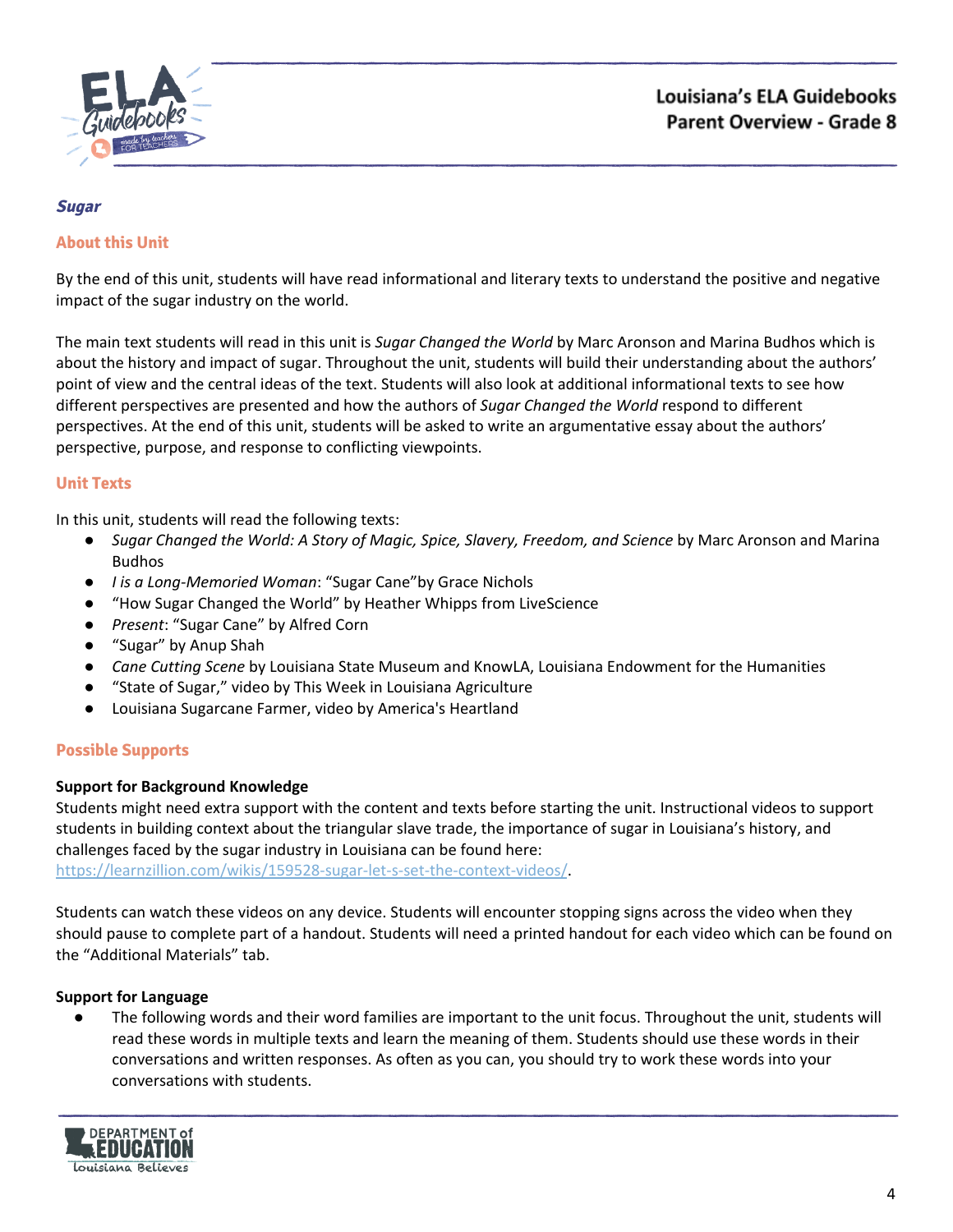## *Sugar*

### About this Unit

By the end of this unit, students will have read informational and literary texts to understand the positive and negative impact of the sugar industry on the world.

The main text students will read in this unit is *Sugar Changed the World* by Marc Aronson and Marina Budhos which is about the history and impact of sugar. Throughout the unit, students will build their understanding about the authors' point of view and the central ideas of the text. Students will also look at additional informational texts to see how different perspectives are presented and how the authors of *Sugar Changed the World* respond to different perspectives. At the end of this unit, students will be asked to write an argumentative essay about the authors' perspective, purpose, and response to conflicting viewpoints.

### Unit Texts

In this unit, students will read the following texts:

- *Sugar Changed the World: A Story of Magic, Spice, Slavery, Freedom, and Science* by Marc Aronson and Marina Budhos
- *I is a Long-Memoried Woman*: "Sugar Cane"by Grace Nichols
- "How Sugar Changed the World" by Heather Whipps from LiveScience
- *Present*: "Sugar Cane" by Alfred Corn
- "Sugar" by Anup Shah
- *Cane Cutting Scene* by Louisiana State Museum and KnowLA, Louisiana Endowment for the Humanities
- "State of Sugar," video by This Week in Louisiana Agriculture
- Louisiana Sugarcane Farmer, video by America's Heartland

### Possible Supports

**Support for Background Knowledge**

Students might need extra support with the content and texts before starting the unit. Instructional videos to support students in building context about the triangular slave trade, the importance of sugar in Louisiana's history, and challenges faced by the sugar industry in Louisiana can be found here: https://learnzillion.com/wikis/159528-sugar-let-s-set-the-context-videos/.

Students can watch these videos on any device. Students will encounter stopping signs across the video when they should pause to complete part of a handout. Students will need a printed handout for each video which can be found on the "Additional Materials" tab.

**Support for Language**

- The following words and their word families are important to the unit focus. Throughout the unit, students will read these words in multiple texts and learn the meaning of them. Students should use these words in their conversations and written responses. As often as you can, you should try to work these words into your conversations with students.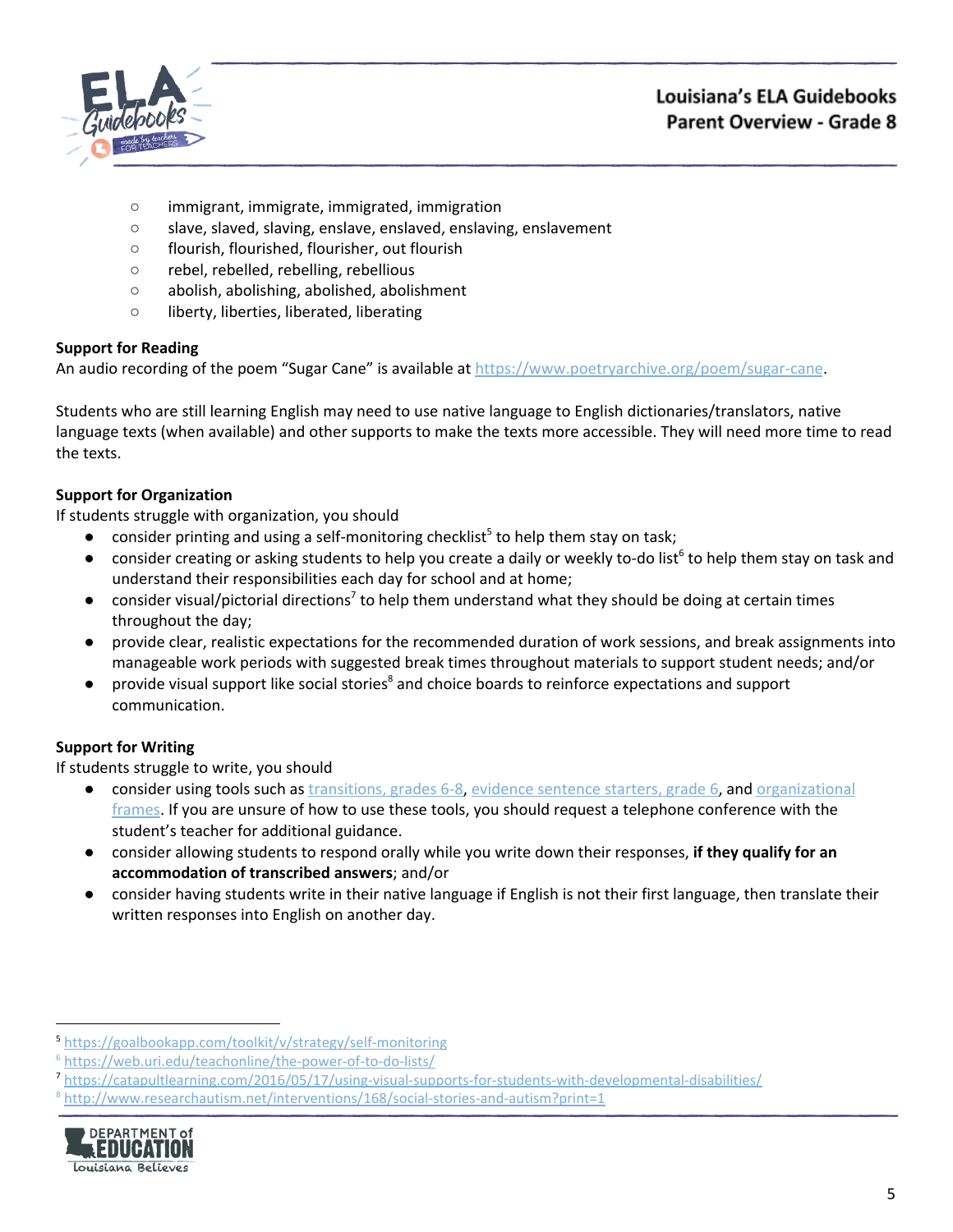- immigrant, immigrate, immigrated, immigration
- slave, slaved, slaving, enslave, enslaved, enslaving, enslavement
- flourish, flourished, flourisher, out flourish
- rebel, rebelled, rebelling, rebellious
- abolish, abolishing, abolished, abolishment
- liberty, liberties, liberated, liberating

**Support for Reading**

An audio recording of the poem "Sugar Cane" is available at https://www.poetryarchive.org/poem/sugar-cane.

Students who are still learning English may need to use native language to English dictionaries/translators, native language texts (when available) and other supports to make the texts more accessible. They will need more time to read the texts.

**Support for Organization**

If students struggle with organization, you should

- consider printing and using a self-monitoring checklist[5] to help them stay on task;
- consider creating or asking students to help you create a daily or weekly to-do list[6] to help them stay on task and understand their responsibilities each day for school and at home;
- consider visual/pictorial directions[7] to help them understand what they should be doing at certain times throughout the day;
- provide clear, realistic expectations for the recommended duration of work sessions, and break assignments into manageable work periods with suggested break times throughout materials to support student needs; and/or
- provide visual support like social stories[8] and choice boards to reinforce expectations and support communication.

**Support for Writing**

If students struggle to write, you should

- consider using tools such as transitions, grades 6-8, evidence sentence starters, grade 6, and organizational frames. If you are unsure of how to use these tools, you should request a telephone conference with the student's teacher for additional guidance.
- consider allowing students to respond orally while you write down their responses, **if they qualify for an accommodation of transcribed answers**; and/or
- consider having students write in their native language if English is not their first language, then translate their written responses into English on another day.

---

[5] https://goalbookapp.com/toolkit/v/strategy/self-monitoring

[6] https://web.uri.edu/teachonline/the-power-of-to-do-lists/

[7] https://catapultlearning.com/2016/05/17/using-visual-supports-for-students-with-developmental-disabilities/

[8] http://www.researchautism.net/interventions/168/social-stories-and-autism?print=1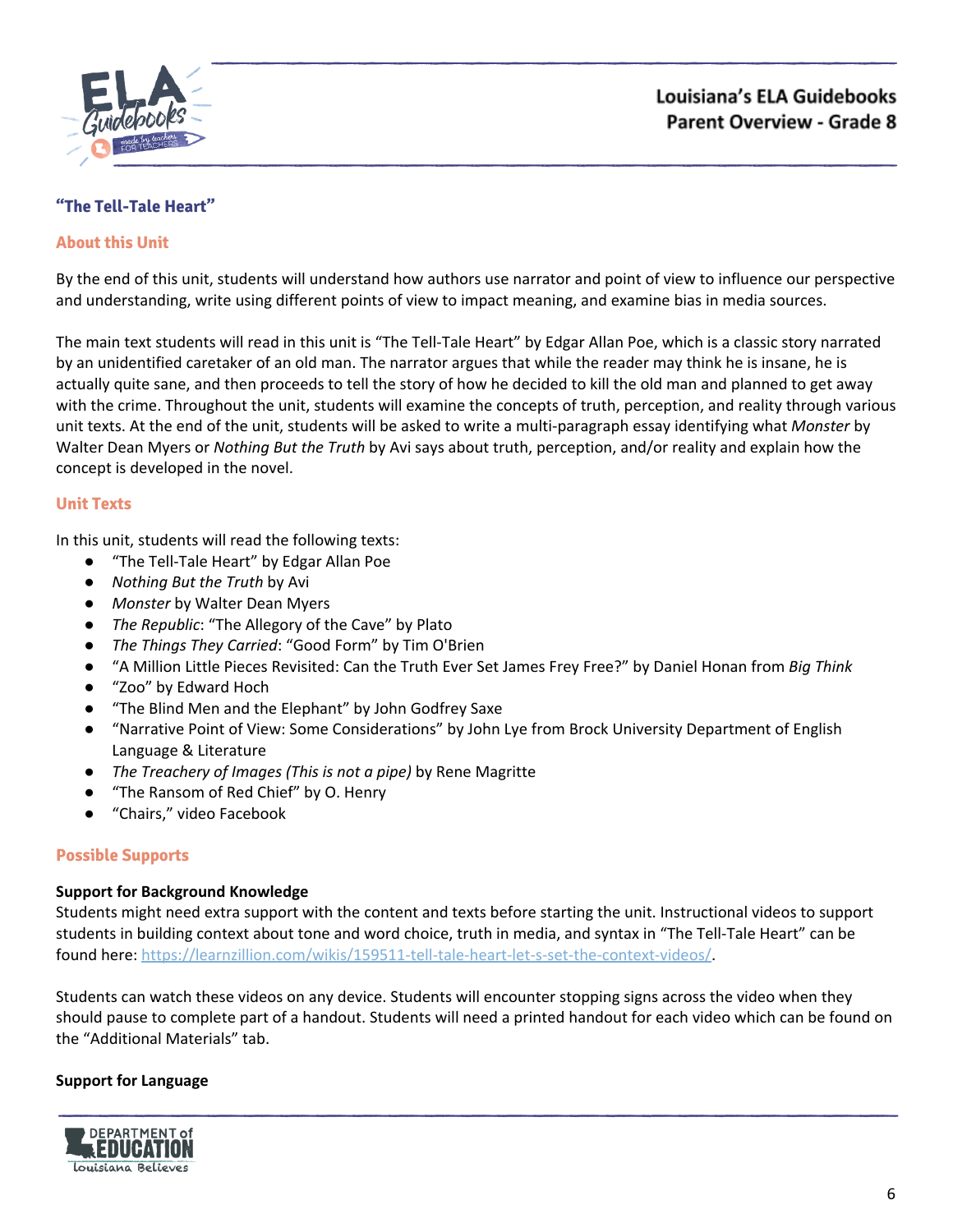## "The Tell-Tale Heart"

### About this Unit

By the end of this unit, students will understand how authors use narrator and point of view to influence our perspective and understanding, write using different points of view to impact meaning, and examine bias in media sources.

The main text students will read in this unit is "The Tell-Tale Heart" by Edgar Allan Poe, which is a classic story narrated by an unidentified caretaker of an old man. The narrator argues that while the reader may think he is insane, he is actually quite sane, and then proceeds to tell the story of how he decided to kill the old man and planned to get away with the crime. Throughout the unit, students will examine the concepts of truth, perception, and reality through various unit texts. At the end of the unit, students will be asked to write a multi-paragraph essay identifying what *Monster* by Walter Dean Myers or *Nothing But the Truth* by Avi says about truth, perception, and/or reality and explain how the concept is developed in the novel.

### Unit Texts

In this unit, students will read the following texts:

- "The Tell-Tale Heart" by Edgar Allan Poe
- *Nothing But the Truth* by Avi
- *Monster* by Walter Dean Myers
- *The Republic*: "The Allegory of the Cave" by Plato
- *The Things They Carried*: "Good Form" by Tim O'Brien
- "A Million Little Pieces Revisited: Can the Truth Ever Set James Frey Free?" by Daniel Honan from *Big Think*
- "Zoo" by Edward Hoch
- "The Blind Men and the Elephant" by John Godfrey Saxe
- "Narrative Point of View: Some Considerations" by John Lye from Brock University Department of English Language & Literature
- *The Treachery of Images (This is not a pipe)* by Rene Magritte
- "The Ransom of Red Chief" by O. Henry
- "Chairs," video Facebook

### Possible Supports

**Support for Background Knowledge**

Students might need extra support with the content and texts before starting the unit. Instructional videos to support students in building context about tone and word choice, truth in media, and syntax in "The Tell-Tale Heart" can be found here: https://learnzillion.com/wikis/159511-tell-tale-heart-let-s-set-the-context-videos/.

Students can watch these videos on any device. Students will encounter stopping signs across the video when they should pause to complete part of a handout. Students will need a printed handout for each video which can be found on the "Additional Materials" tab.

**Support for Language**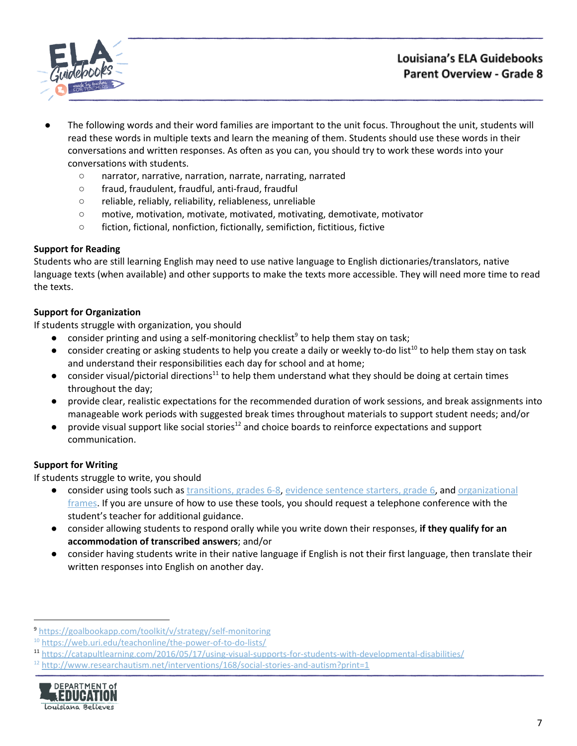- The following words and their word families are important to the unit focus. Throughout the unit, students will read these words in multiple texts and learn the meaning of them. Students should use these words in their conversations and written responses. As often as you can, you should try to work these words into your conversations with students.
  - narrator, narrative, narration, narrate, narrating, narrated
  - fraud, fraudulent, fraudful, anti-fraud, fraudful
  - reliable, reliably, reliability, reliableness, unreliable
  - motive, motivation, motivate, motivated, motivating, demotivate, motivator
  - fiction, fictional, nonfiction, fictionally, semifiction, fictitious, fictive

**Support for Reading**

Students who are still learning English may need to use native language to English dictionaries/translators, native language texts (when available) and other supports to make the texts more accessible. They will need more time to read the texts.

**Support for Organization**

If students struggle with organization, you should

- consider printing and using a self-monitoring checklist[9] to help them stay on task;
- consider creating or asking students to help you create a daily or weekly to-do list[10] to help them stay on task and understand their responsibilities each day for school and at home;
- consider visual/pictorial directions[11] to help them understand what they should be doing at certain times throughout the day;
- provide clear, realistic expectations for the recommended duration of work sessions, and break assignments into manageable work periods with suggested break times throughout materials to support student needs; and/or
- provide visual support like social stories[12] and choice boards to reinforce expectations and support communication.

**Support for Writing**

If students struggle to write, you should

- consider using tools such as transitions, grades 6-8, evidence sentence starters, grade 6, and organizational frames. If you are unsure of how to use these tools, you should request a telephone conference with the student's teacher for additional guidance.
- consider allowing students to respond orally while you write down their responses, **if they qualify for an accommodation of transcribed answers**; and/or
- consider having students write in their native language if English is not their first language, then translate their written responses into English on another day.

---

[9] https://goalbookapp.com/toolkit/v/strategy/self-monitoring

[10] https://web.uri.edu/teachonline/the-power-of-to-do-lists/

[11] https://catapultlearning.com/2016/05/17/using-visual-supports-for-students-with-developmental-disabilities/

[12] http://www.researchautism.net/interventions/168/social-stories-and-autism?print=1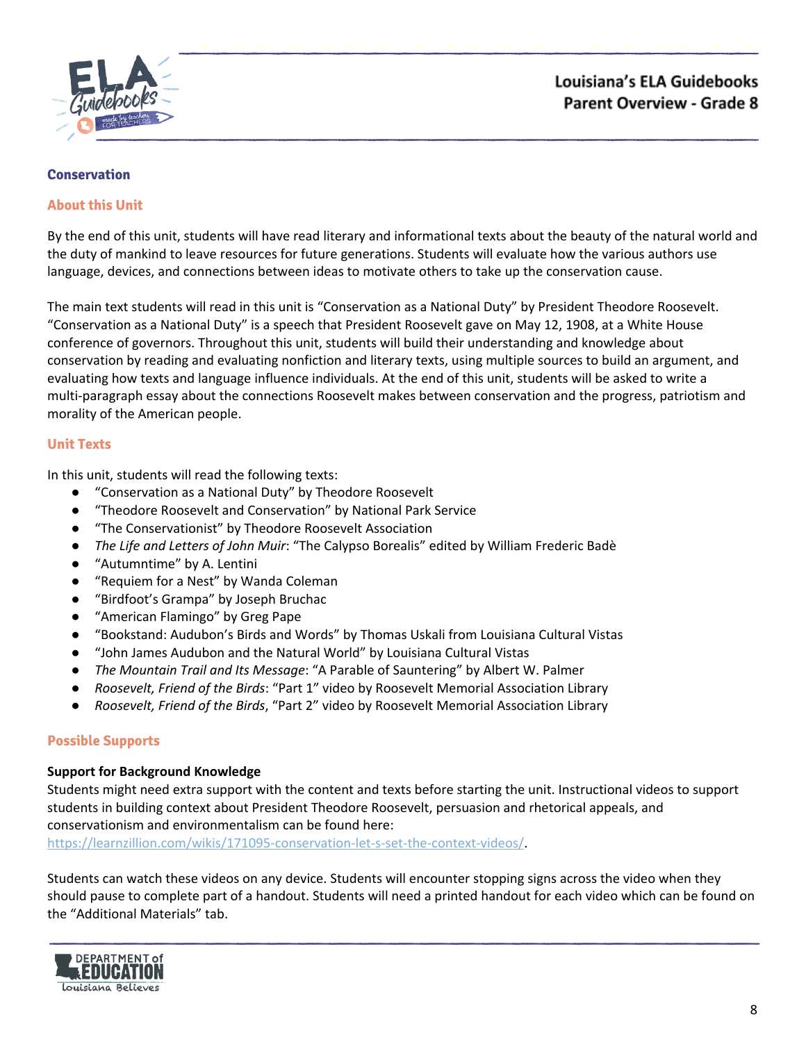## Conservation

### About this Unit

By the end of this unit, students will have read literary and informational texts about the beauty of the natural world and the duty of mankind to leave resources for future generations. Students will evaluate how the various authors use language, devices, and connections between ideas to motivate others to take up the conservation cause.

The main text students will read in this unit is "Conservation as a National Duty" by President Theodore Roosevelt. "Conservation as a National Duty" is a speech that President Roosevelt gave on May 12, 1908, at a White House conference of governors. Throughout this unit, students will build their understanding and knowledge about conservation by reading and evaluating nonfiction and literary texts, using multiple sources to build an argument, and evaluating how texts and language influence individuals. At the end of this unit, students will be asked to write a multi-paragraph essay about the connections Roosevelt makes between conservation and the progress, patriotism and morality of the American people.

### Unit Texts

In this unit, students will read the following texts:

- "Conservation as a National Duty" by Theodore Roosevelt
- "Theodore Roosevelt and Conservation" by National Park Service
- "The Conservationist" by Theodore Roosevelt Association
- *The Life and Letters of John Muir*: "The Calypso Borealis" edited by William Frederic Badè
- "Autumntime" by A. Lentini
- "Requiem for a Nest" by Wanda Coleman
- "Birdfoot's Grampa" by Joseph Bruchac
- "American Flamingo" by Greg Pape
- "Bookstand: Audubon's Birds and Words" by Thomas Uskali from Louisiana Cultural Vistas
- "John James Audubon and the Natural World" by Louisiana Cultural Vistas
- *The Mountain Trail and Its Message*: "A Parable of Sauntering" by Albert W. Palmer
- *Roosevelt, Friend of the Birds*: "Part 1" video by Roosevelt Memorial Association Library
- *Roosevelt, Friend of the Birds*, "Part 2" video by Roosevelt Memorial Association Library

### Possible Supports

**Support for Background Knowledge**

Students might need extra support with the content and texts before starting the unit. Instructional videos to support students in building context about President Theodore Roosevelt, persuasion and rhetorical appeals, and conservationism and environmentalism can be found here: https://learnzillion.com/wikis/171095-conservation-let-s-set-the-context-videos/.

Students can watch these videos on any device. Students will encounter stopping signs across the video when they should pause to complete part of a handout. Students will need a printed handout for each video which can be found on the "Additional Materials" tab.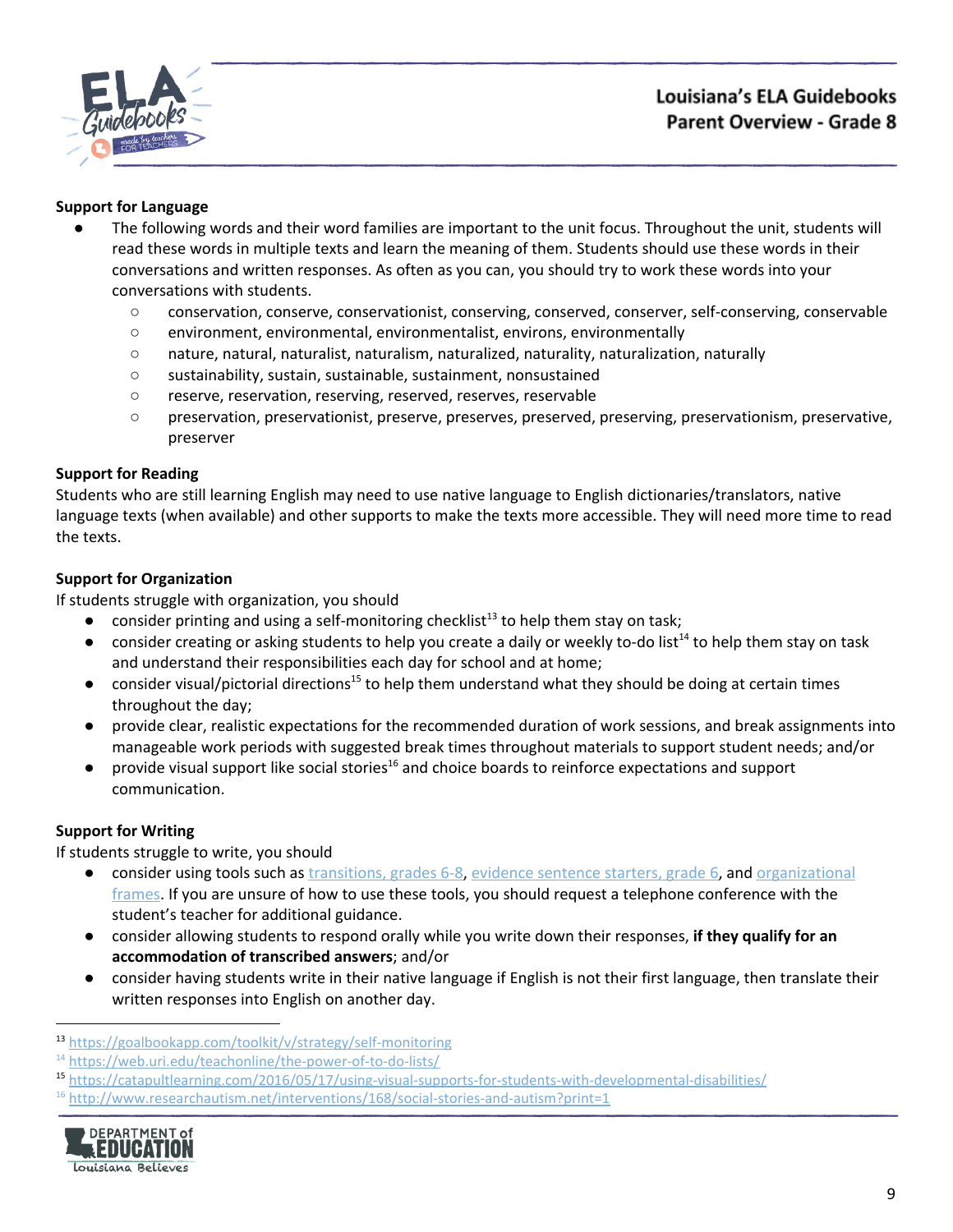**Support for Language**

- The following words and their word families are important to the unit focus. Throughout the unit, students will read these words in multiple texts and learn the meaning of them. Students should use these words in their conversations and written responses. As often as you can, you should try to work these words into your conversations with students.
  - conservation, conserve, conservationist, conserving, conserved, conserver, self-conserving, conservable
  - environment, environmental, environmentalist, environs, environmentally
  - nature, natural, naturalist, naturalism, naturalized, naturality, naturalization, naturally
  - sustainability, sustain, sustainable, sustainment, nonsustained
  - reserve, reservation, reserving, reserved, reserves, reservable
  - preservation, preservationist, preserve, preserves, preserved, preserving, preservationism, preservative, preserver

**Support for Reading**

Students who are still learning English may need to use native language to English dictionaries/translators, native language texts (when available) and other supports to make the texts more accessible. They will need more time to read the texts.

**Support for Organization**

If students struggle with organization, you should

- consider printing and using a self-monitoring checklist[13] to help them stay on task;
- consider creating or asking students to help you create a daily or weekly to-do list[14] to help them stay on task and understand their responsibilities each day for school and at home;
- consider visual/pictorial directions[15] to help them understand what they should be doing at certain times throughout the day;
- provide clear, realistic expectations for the recommended duration of work sessions, and break assignments into manageable work periods with suggested break times throughout materials to support student needs; and/or
- provide visual support like social stories[16] and choice boards to reinforce expectations and support communication.

**Support for Writing**

If students struggle to write, you should

- consider using tools such as transitions, grades 6-8, evidence sentence starters, grade 6, and organizational frames. If you are unsure of how to use these tools, you should request a telephone conference with the student's teacher for additional guidance.
- consider allowing students to respond orally while you write down their responses, **if they qualify for an accommodation of transcribed answers**; and/or
- consider having students write in their native language if English is not their first language, then translate their written responses into English on another day.

---

[13] https://goalbookapp.com/toolkit/v/strategy/self-monitoring

[14] https://web.uri.edu/teachonline/the-power-of-to-do-lists/

[15] https://catapultlearning.com/2016/05/17/using-visual-supports-for-students-with-developmental-disabilities/

[16] http://www.researchautism.net/interventions/168/social-stories-and-autism?print=1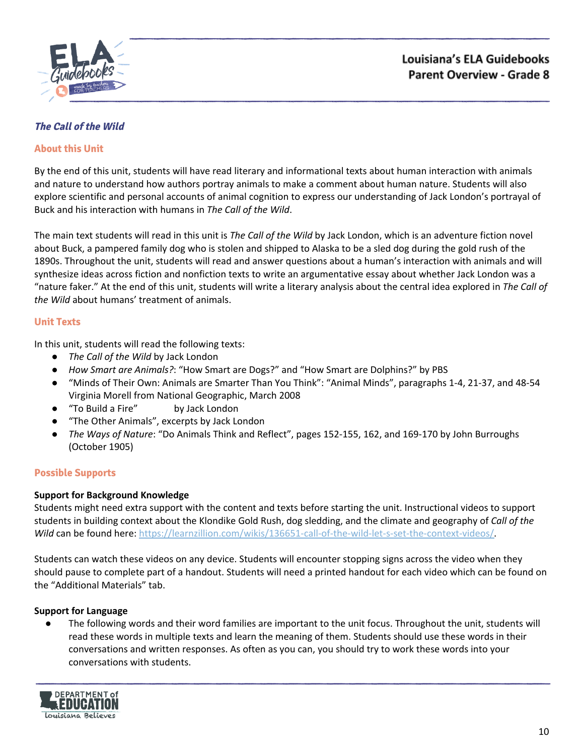## *The Call of the Wild*

### About this Unit

By the end of this unit, students will have read literary and informational texts about human interaction with animals and nature to understand how authors portray animals to make a comment about human nature. Students will also explore scientific and personal accounts of animal cognition to express our understanding of Jack London's portrayal of Buck and his interaction with humans in *The Call of the Wild*.

The main text students will read in this unit is *The Call of the Wild* by Jack London, which is an adventure fiction novel about Buck, a pampered family dog who is stolen and shipped to Alaska to be a sled dog during the gold rush of the 1890s. Throughout the unit, students will read and answer questions about a human's interaction with animals and will synthesize ideas across fiction and nonfiction texts to write an argumentative essay about whether Jack London was a "nature faker." At the end of this unit, students will write a literary analysis about the central idea explored in *The Call of the Wild* about humans' treatment of animals.

### Unit Texts

In this unit, students will read the following texts:

- *The Call of the Wild* by Jack London
- *How Smart are Animals?*: "How Smart are Dogs?" and "How Smart are Dolphins?" by PBS
- "Minds of Their Own: Animals are Smarter Than You Think": "Animal Minds", paragraphs 1-4, 21-37, and 48-54 Virginia Morell from National Geographic, March 2008
- "To Build a Fire" by Jack London
- "The Other Animals", excerpts by Jack London
- *The Ways of Nature*: "Do Animals Think and Reflect", pages 152-155, 162, and 169-170 by John Burroughs (October 1905)

### Possible Supports

**Support for Background Knowledge**

Students might need extra support with the content and texts before starting the unit. Instructional videos to support students in building context about the Klondike Gold Rush, dog sledding, and the climate and geography of *Call of the Wild* can be found here: https://learnzillion.com/wikis/136651-call-of-the-wild-let-s-set-the-context-videos/.

Students can watch these videos on any device. Students will encounter stopping signs across the video when they should pause to complete part of a handout. Students will need a printed handout for each video which can be found on the "Additional Materials" tab.

**Support for Language**

- The following words and their word families are important to the unit focus. Throughout the unit, students will read these words in multiple texts and learn the meaning of them. Students should use these words in their conversations and written responses. As often as you can, you should try to work these words into your conversations with students.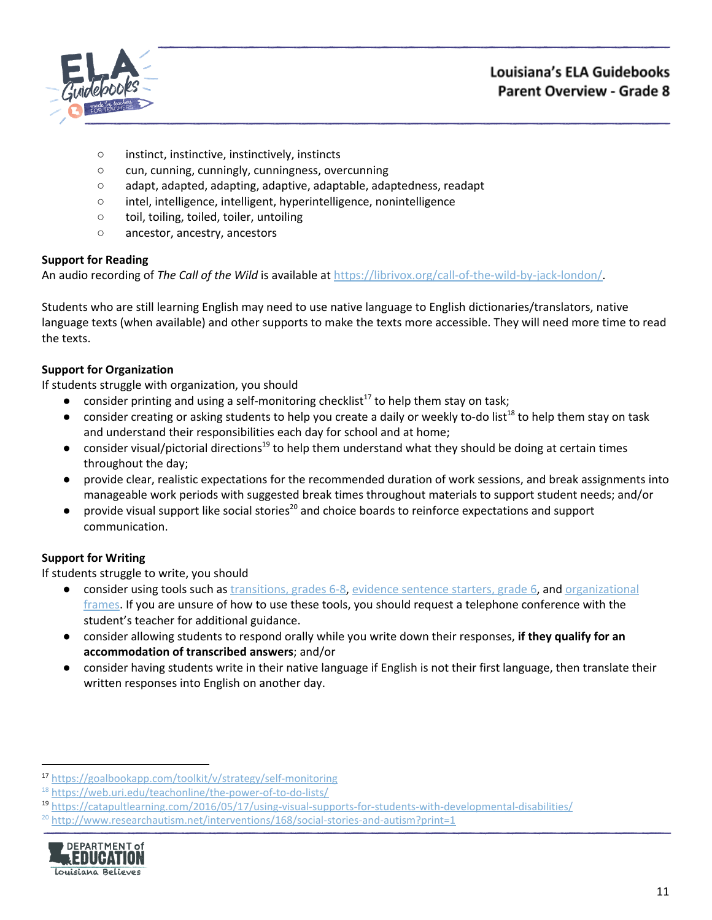- instinct, instinctive, instinctively, instincts
- cun, cunning, cunningly, cunningness, overcunning
- adapt, adapted, adapting, adaptive, adaptable, adaptedness, readapt
- intel, intelligence, intelligent, hyperintelligence, nonintelligence
- toil, toiling, toiled, toiler, untoiling
- ancestor, ancestry, ancestors

**Support for Reading**

An audio recording of *The Call of the Wild* is available at https://librivox.org/call-of-the-wild-by-jack-london/.

Students who are still learning English may need to use native language to English dictionaries/translators, native language texts (when available) and other supports to make the texts more accessible. They will need more time to read the texts.

**Support for Organization**

If students struggle with organization, you should

- consider printing and using a self-monitoring checklist[17] to help them stay on task;
- consider creating or asking students to help you create a daily or weekly to-do list[18] to help them stay on task and understand their responsibilities each day for school and at home;
- consider visual/pictorial directions[19] to help them understand what they should be doing at certain times throughout the day;
- provide clear, realistic expectations for the recommended duration of work sessions, and break assignments into manageable work periods with suggested break times throughout materials to support student needs; and/or
- provide visual support like social stories[20] and choice boards to reinforce expectations and support communication.

**Support for Writing**

If students struggle to write, you should

- consider using tools such as transitions, grades 6-8, evidence sentence starters, grade 6, and organizational frames. If you are unsure of how to use these tools, you should request a telephone conference with the student's teacher for additional guidance.
- consider allowing students to respond orally while you write down their responses, **if they qualify for an accommodation of transcribed answers**; and/or
- consider having students write in their native language if English is not their first language, then translate their written responses into English on another day.

---

[17] https://goalbookapp.com/toolkit/v/strategy/self-monitoring

[18] https://web.uri.edu/teachonline/the-power-of-to-do-lists/

[19] https://catapultlearning.com/2016/05/17/using-visual-supports-for-students-with-developmental-disabilities/

[20] http://www.researchautism.net/interventions/168/social-stories-and-autism?print=1